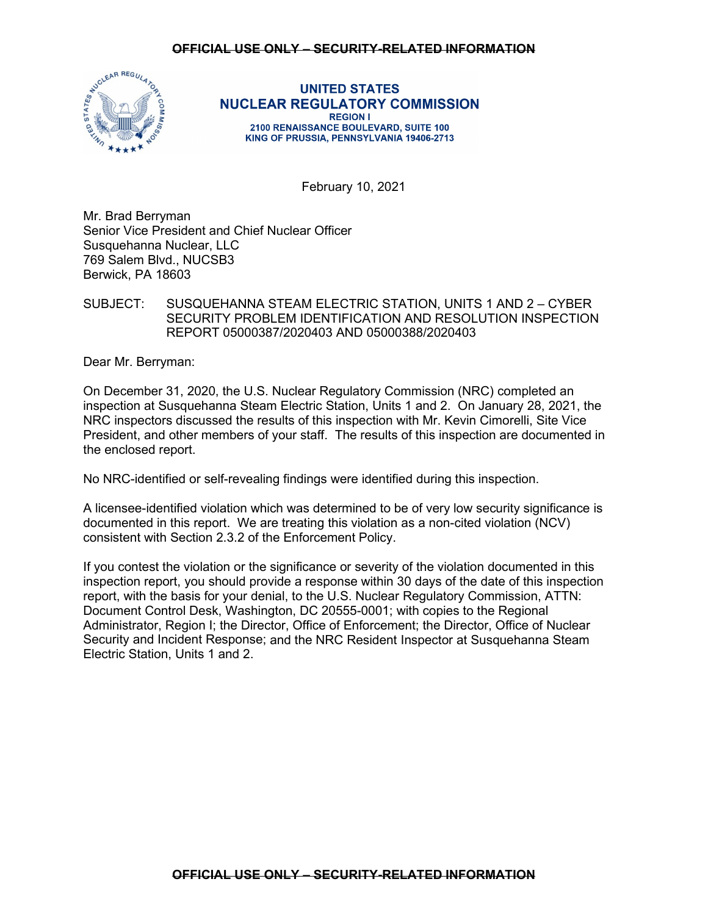**UNITED STATES**
**NUCLEAR REGULATORY COMMISSION**
**REGION I**
**2100 RENAISSANCE BOULEVARD, SUITE 100**
**KING OF PRUSSIA, PENNSYLVANIA 19406-2713**

February 10, 2021

Mr. Brad Berryman
Senior Vice President and Chief Nuclear Officer
Susquehanna Nuclear, LLC
769 Salem Blvd., NUCSB3
Berwick, PA 18603

SUBJECT: SUSQUEHANNA STEAM ELECTRIC STATION, UNITS 1 AND 2 – CYBER SECURITY PROBLEM IDENTIFICATION AND RESOLUTION INSPECTION REPORT 05000387/2020403 AND 05000388/2020403

Dear Mr. Berryman:

On December 31, 2020, the U.S. Nuclear Regulatory Commission (NRC) completed an inspection at Susquehanna Steam Electric Station, Units 1 and 2. On January 28, 2021, the NRC inspectors discussed the results of this inspection with Mr. Kevin Cimorelli, Site Vice President, and other members of your staff. The results of this inspection are documented in the enclosed report.

No NRC-identified or self-revealing findings were identified during this inspection.

A licensee-identified violation which was determined to be of very low security significance is documented in this report. We are treating this violation as a non-cited violation (NCV) consistent with Section 2.3.2 of the Enforcement Policy.

If you contest the violation or the significance or severity of the violation documented in this inspection report, you should provide a response within 30 days of the date of this inspection report, with the basis for your denial, to the U.S. Nuclear Regulatory Commission, ATTN: Document Control Desk, Washington, DC 20555-0001; with copies to the Regional Administrator, Region I; the Director, Office of Enforcement; the Director, Office of Nuclear Security and Incident Response; and the NRC Resident Inspector at Susquehanna Steam Electric Station, Units 1 and 2.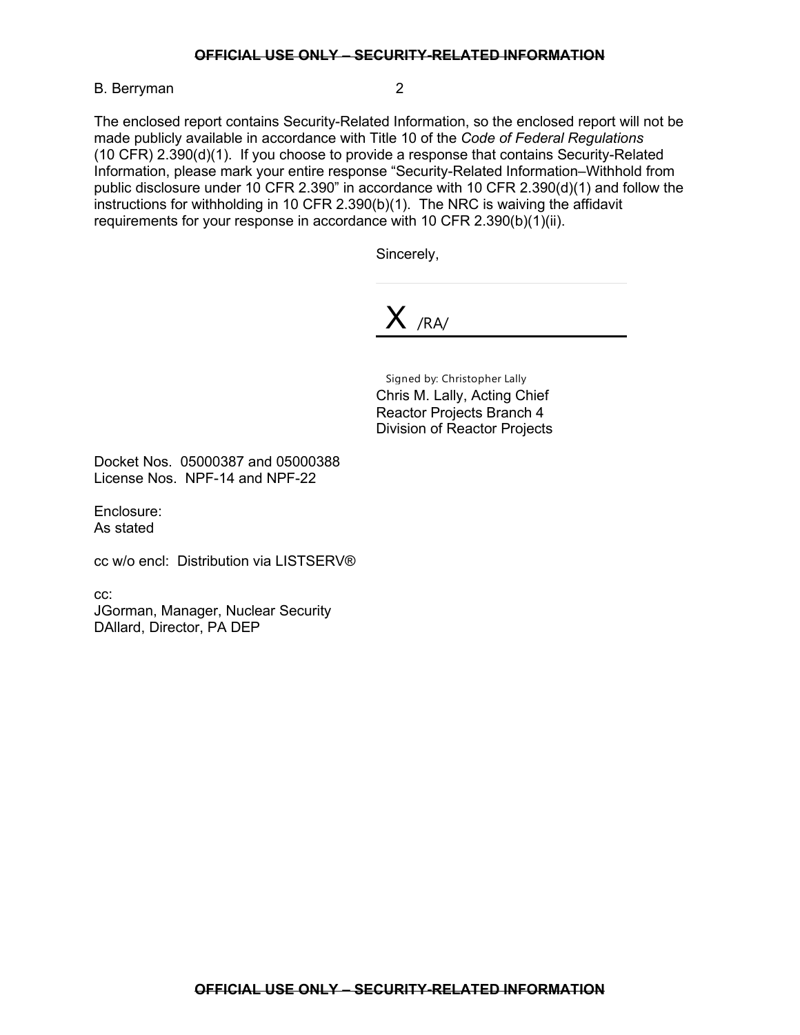The enclosed report contains Security-Related Information, so the enclosed report will not be made publicly available in accordance with Title 10 of the *Code of Federal Regulations* (10 CFR) 2.390(d)(1). If you choose to provide a response that contains Security-Related Information, please mark your entire response "Security-Related Information–Withhold from public disclosure under 10 CFR 2.390" in accordance with 10 CFR 2.390(d)(1) and follow the instructions for withholding in 10 CFR 2.390(b)(1). The NRC is waiving the affidavit requirements for your response in accordance with 10 CFR 2.390(b)(1)(ii).

Sincerely,

X /RA/

Signed by: Christopher Lally
Chris M. Lally, Acting Chief
Reactor Projects Branch 4
Division of Reactor Projects

Docket Nos. 05000387 and 05000388
License Nos. NPF-14 and NPF-22

Enclosure:
As stated

cc w/o encl: Distribution via LISTSERV®

cc:
JGorman, Manager, Nuclear Security
DAllard, Director, PA DEP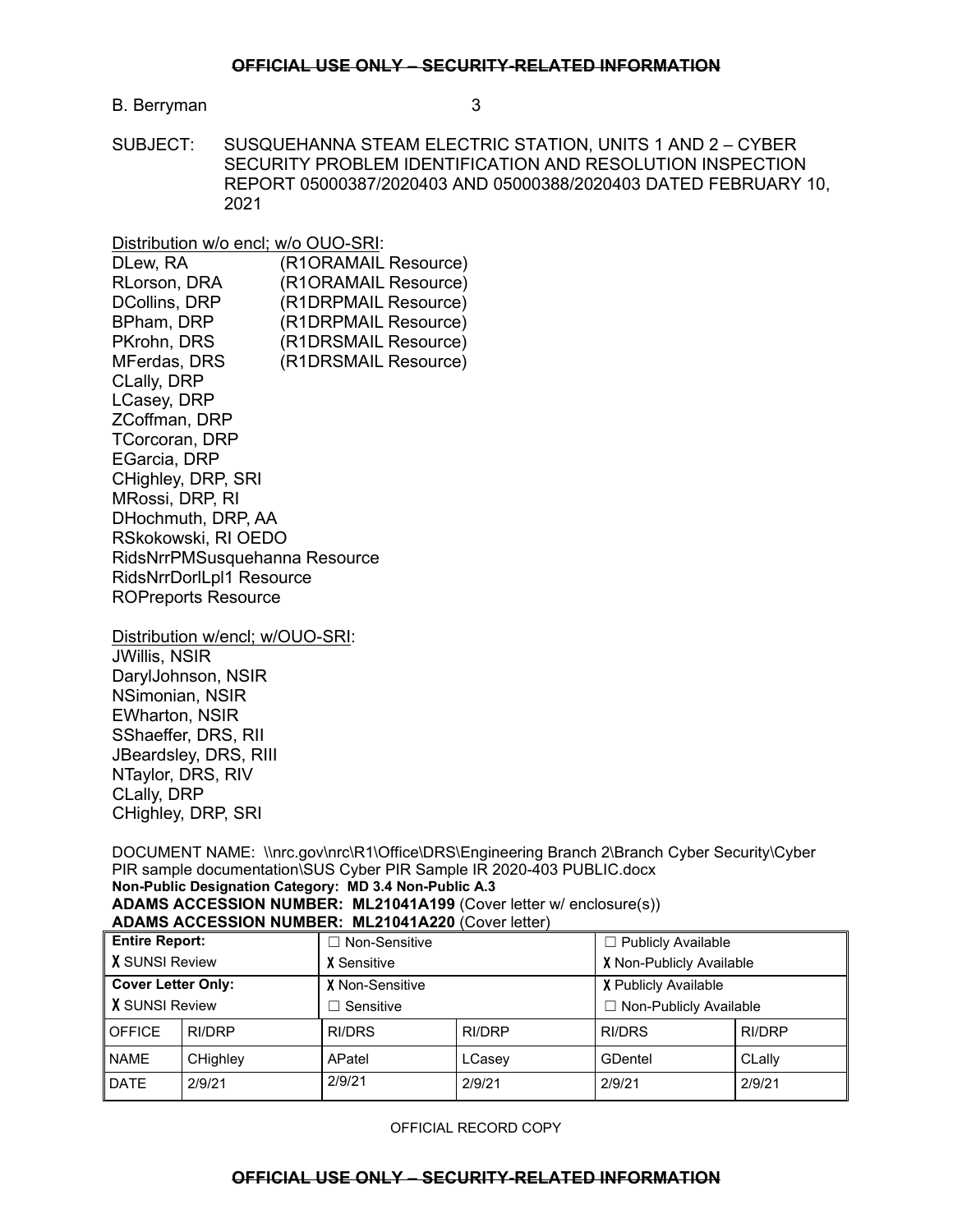~~OFFICIAL USE ONLY – SECURITY-RELATED INFORMATION~~

B. Berryman

SUBJECT: SUSQUEHANNA STEAM ELECTRIC STATION, UNITS 1 AND 2 – CYBER SECURITY PROBLEM IDENTIFICATION AND RESOLUTION INSPECTION REPORT 05000387/2020403 AND 05000388/2020403 DATED FEBRUARY 10, 2021

Distribution w/o encl; w/o OUO-SRI:

DLew, RA (R1ORAMAIL Resource)
RLorson, DRA (R1ORAMAIL Resource)
DCollins, DRP (R1DRPMAIL Resource)
BPham, DRP (R1DRPMAIL Resource)
PKrohn, DRS (R1DRSMAIL Resource)
MFerdas, DRS (R1DRSMAIL Resource)
CLally, DRP
LCasey, DRP
ZCoffman, DRP
TCorcoran, DRP
EGarcia, DRP
CHighley, DRP, SRI
MRossi, DRP, RI
DHochmuth, DRP, AA
RSkokowski, RI OEDO
RidsNrrPMSusquehanna Resource
RidsNrrDorlLpl1 Resource
ROPreports Resource

Distribution w/encl; w/OUO-SRI:

JWillis, NSIR
DarylJohnson, NSIR
NSimonian, NSIR
EWharton, NSIR
SShaeffer, DRS, RII
JBeardsley, DRS, RIII
NTaylor, DRS, RIV
CLally, DRP
CHighley, DRP, SRI

DOCUMENT NAME: \\nrc.gov\nrc\R1\Office\DRS\Engineering Branch 2\Branch Cyber Security\Cyber PIR sample documentation\SUS Cyber PIR Sample IR 2020-403 PUBLIC.docx
**Non-Public Designation Category: MD 3.4 Non-Public A.3**
**ADAMS ACCESSION NUMBER: ML21041A199** (Cover letter w/ enclosure(s))
**ADAMS ACCESSION NUMBER: ML21041A220** (Cover letter)

| | | | | | |
|---|---|---|---|---|---|
| **Entire Report:** X SUNSI Review | | ☐ Non-Sensitive X Sensitive | | ☐ Publicly Available X Non-Publicly Available | |
| **Cover Letter Only:** X SUNSI Review | | X Non-Sensitive ☐ Sensitive | | X Publicly Available ☐ Non-Publicly Available | |
| OFFICE | RI/DRP | RI/DRS | RI/DRP | RI/DRS | RI/DRP |
| NAME | CHighley | APatel | LCasey | GDentel | CLally |
| DATE | 2/9/21 | 2/9/21 | 2/9/21 | 2/9/21 | 2/9/21 |

OFFICIAL RECORD COPY

~~OFFICIAL USE ONLY – SECURITY-RELATED INFORMATION~~